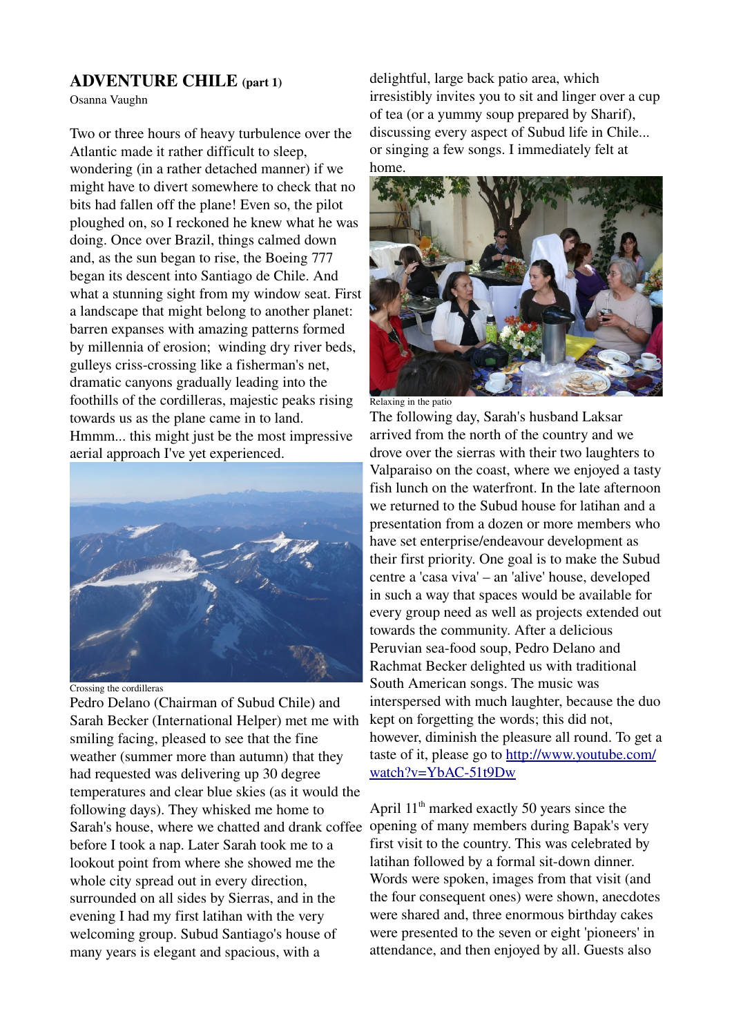# ADVENTURE CHILE (part 1)

Osanna Vaughn

Two or three hours of heavy turbulence over the Atlantic made it rather difficult to sleep, wondering (in a rather detached manner) if we might have to divert somewhere to check that no bits had fallen off the plane! Even so, the pilot ploughed on, so I reckoned he knew what he was doing. Once over Brazil, things calmed down and, as the sun began to rise, the Boeing 777 began its descent into Santiago de Chile. And what a stunning sight from my window seat. First a landscape that might belong to another planet: barren expanses with amazing patterns formed by millennia of erosion; winding dry river beds, gulleys criss-crossing like a fisherman's net, dramatic canyons gradually leading into the foothills of the cordilleras, majestic peaks rising towards us as the plane came in to land. Hmmm... this might just be the most impressive aerial approach I've yet experienced.

Crossing the cordilleras

Pedro Delano (Chairman of Subud Chile) and Sarah Becker (International Helper) met me with smiling facing, pleased to see that the fine weather (summer more than autumn) that they had requested was delivering up 30 degree temperatures and clear blue skies (as it would the following days). They whisked me home to Sarah's house, where we chatted and drank coffee before I took a nap. Later Sarah took me to a lookout point from where she showed me the whole city spread out in every direction, surrounded on all sides by Sierras, and in the evening I had my first latihan with the very welcoming group. Subud Santiago's house of many years is elegant and spacious, with a delightful, large back patio area, which irresistibly invites you to sit and linger over a cup of tea (or a yummy soup prepared by Sharif), discussing every aspect of Subud life in Chile... or singing a few songs. I immediately felt at home.

Relaxing in the patio

The following day, Sarah's husband Laksar arrived from the north of the country and we drove over the sierras with their two laughters to Valparaiso on the coast, where we enjoyed a tasty fish lunch on the waterfront. In the late afternoon we returned to the Subud house for latihan and a presentation from a dozen or more members who have set enterprise/endeavour development as their first priority. One goal is to make the Subud centre a 'casa viva' – an 'alive' house, developed in such a way that spaces would be available for every group need as well as projects extended out towards the community. After a delicious Peruvian sea-food soup, Pedro Delano and Rachmat Becker delighted us with traditional South American songs. The music was interspersed with much laughter, because the duo kept on forgetting the words; this did not, however, diminish the pleasure all round. To get a taste of it, please go to http://www.youtube.com/watch?v=YbAC-51t9Dw

April 11th marked exactly 50 years since the opening of many members during Bapak's very first visit to the country. This was celebrated by latihan followed by a formal sit-down dinner. Words were spoken, images from that visit (and the four consequent ones) were shown, anecdotes were shared and, three enormous birthday cakes were presented to the seven or eight 'pioneers' in attendance, and then enjoyed by all. Guests also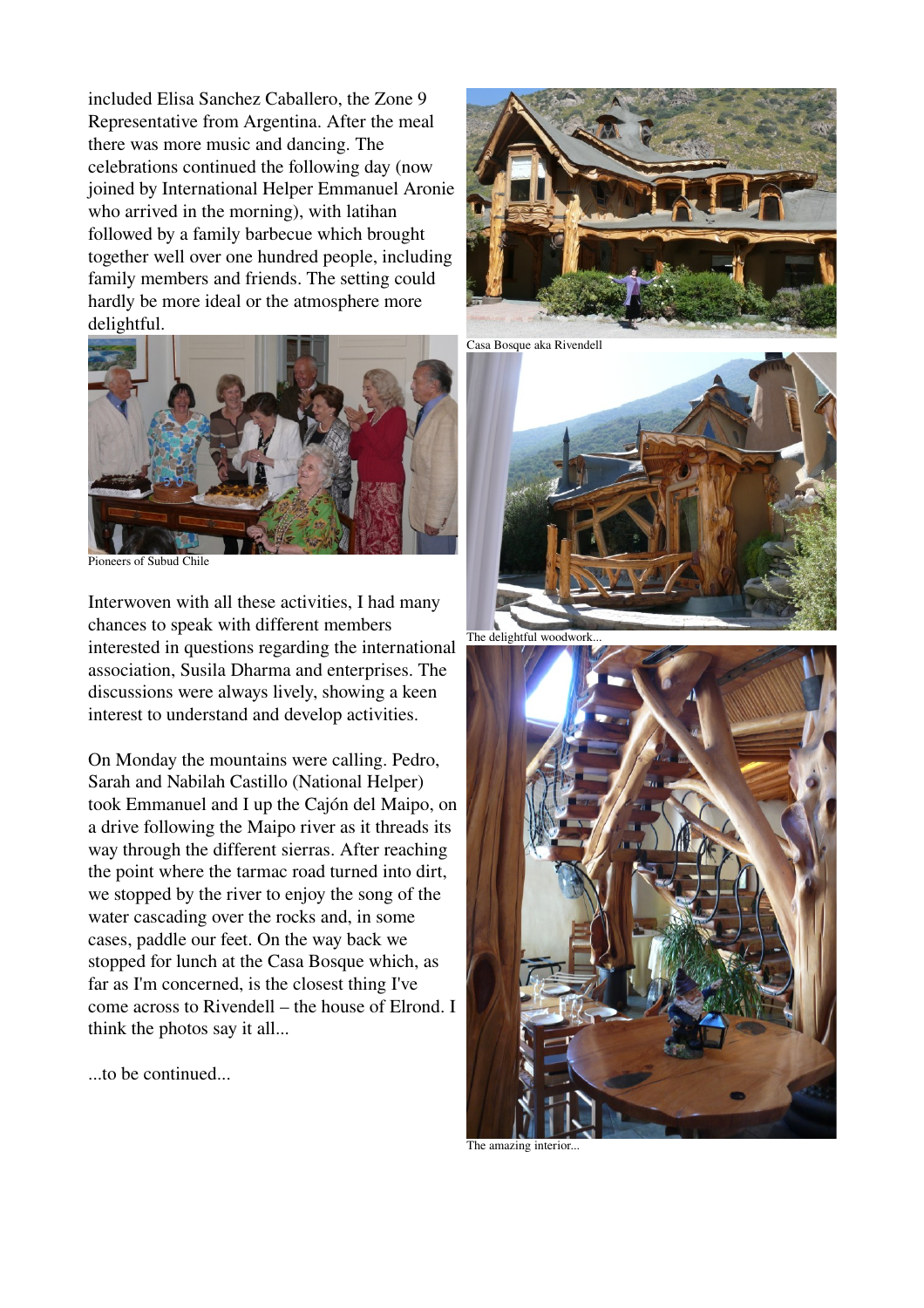included Elisa Sanchez Caballero, the Zone 9 Representative from Argentina. After the meal there was more music and dancing. The celebrations continued the following day (now joined by International Helper Emmanuel Aronie who arrived in the morning), with latihan followed by a family barbecue which brought together well over one hundred people, including family members and friends. The setting could hardly be more ideal or the atmosphere more delightful.

Pioneers of Subud Chile

Interwoven with all these activities, I had many chances to speak with different members interested in questions regarding the international association, Susila Dharma and enterprises. The discussions were always lively, showing a keen interest to understand and develop activities.

On Monday the mountains were calling. Pedro, Sarah and Nabilah Castillo (National Helper) took Emmanuel and I up the Cajón del Maipo, on a drive following the Maipo river as it threads its way through the different sierras. After reaching the point where the tarmac road turned into dirt, we stopped by the river to enjoy the song of the water cascading over the rocks and, in some cases, paddle our feet. On the way back we stopped for lunch at the Casa Bosque which, as far as I'm concerned, is the closest thing I've come across to Rivendell – the house of Elrond. I think the photos say it all...

...to be continued...

Casa Bosque aka Rivendell

The delightful woodwork...

The amazing interior...